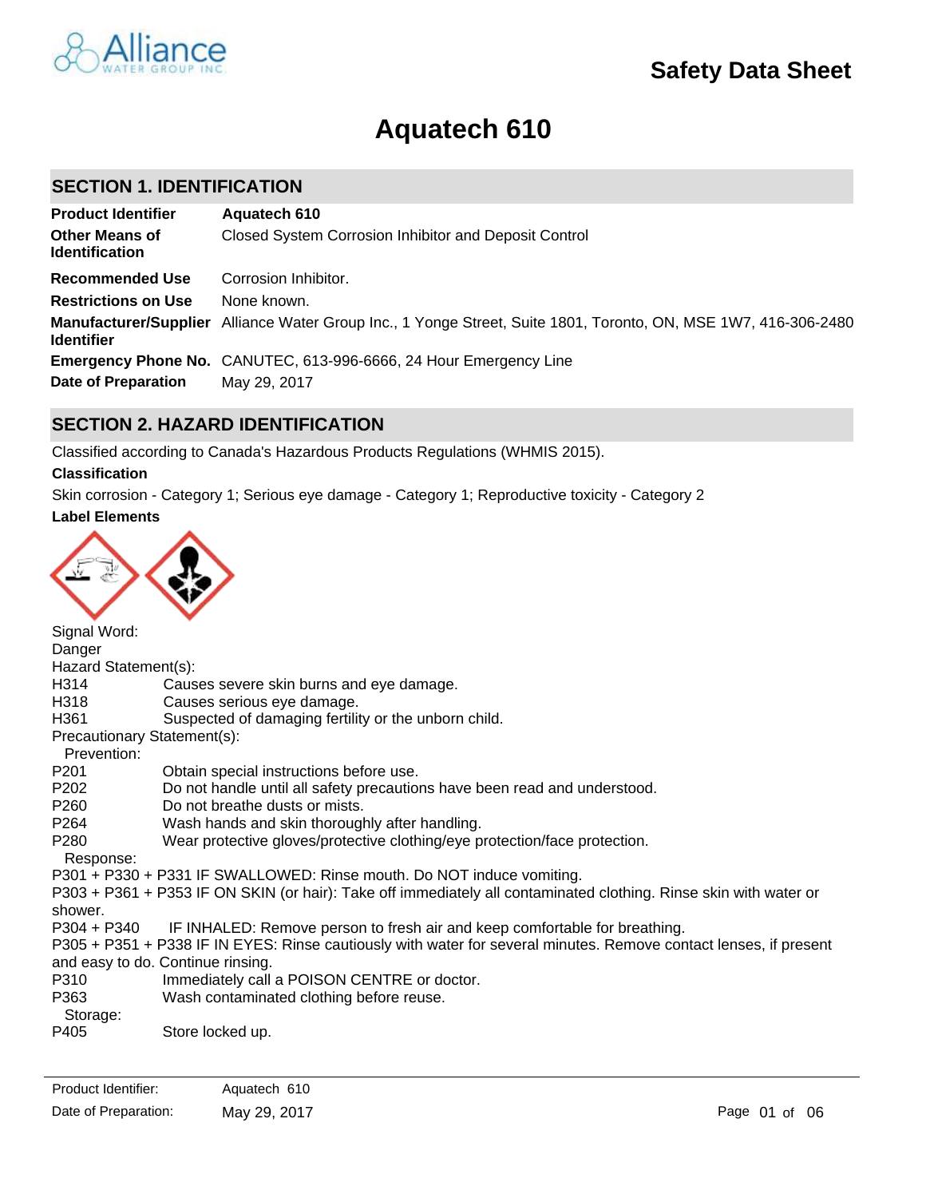Alliance WATER GROUP INC.

Safety Data Sheet

# Aquatech 610

## SECTION 1. IDENTIFICATION

| | |
|---|---|
| **Product Identifier** | **Aquatech 610** |
| **Other Means of Identification** | Closed System Corrosion Inhibitor and Deposit Control |
| **Recommended Use** | Corrosion Inhibitor. |
| **Restrictions on Use** | None known. |
| **Manufacturer/Supplier Identifier** | Alliance Water Group Inc., 1 Yonge Street, Suite 1801, Toronto, ON, MSE 1W7, 416-306-2480 |
| **Emergency Phone No.** | CANUTEC, 613-996-6666, 24 Hour Emergency Line |
| **Date of Preparation** | May 29, 2017 |

## SECTION 2. HAZARD IDENTIFICATION

Classified according to Canada's Hazardous Products Regulations (WHMIS 2015).

**Classification**

Skin corrosion - Category 1; Serious eye damage - Category 1; Reproductive toxicity - Category 2

**Label Elements**

Signal Word:
Danger

Hazard Statement(s):

H314 Causes severe skin burns and eye damage.
H318 Causes serious eye damage.
H361 Suspected of damaging fertility or the unborn child.

Precautionary Statement(s):

Prevention:

P201 Obtain special instructions before use.
P202 Do not handle until all safety precautions have been read and understood.
P260 Do not breathe dusts or mists.
P264 Wash hands and skin thoroughly after handling.
P280 Wear protective gloves/protective clothing/eye protection/face protection.

Response:

P301 + P330 + P331 IF SWALLOWED: Rinse mouth. Do NOT induce vomiting.
P303 + P361 + P353 IF ON SKIN (or hair): Take off immediately all contaminated clothing. Rinse skin with water or shower.
P304 + P340 IF INHALED: Remove person to fresh air and keep comfortable for breathing.
P305 + P351 + P338 IF IN EYES: Rinse cautiously with water for several minutes. Remove contact lenses, if present and easy to do. Continue rinsing.
P310 Immediately call a POISON CENTRE or doctor.
P363 Wash contaminated clothing before reuse.

Storage:

P405 Store locked up.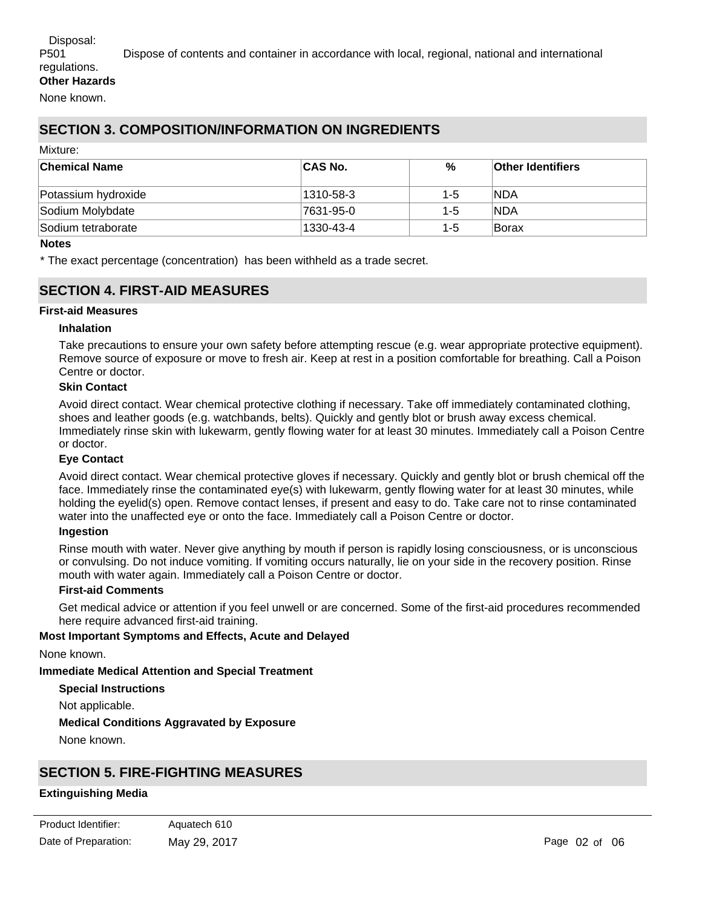Disposal:

P501 Dispose of contents and container in accordance with local, regional, national and international regulations.

**Other Hazards**

None known.

## SECTION 3. COMPOSITION/INFORMATION ON INGREDIENTS

Mixture:

| Chemical Name | CAS No. | % | Other Identifiers |
|---|---|---|---|
| Potassium hydroxide | 1310-58-3 | 1-5 | NDA |
| Sodium Molybdate | 7631-95-0 | 1-5 | NDA |
| Sodium tetraborate | 1330-43-4 | 1-5 | Borax |

**Notes**

* The exact percentage (concentration) has been withheld as a trade secret.

## SECTION 4. FIRST-AID MEASURES

**First-aid Measures**

**Inhalation**

Take precautions to ensure your own safety before attempting rescue (e.g. wear appropriate protective equipment). Remove source of exposure or move to fresh air. Keep at rest in a position comfortable for breathing. Call a Poison Centre or doctor.

**Skin Contact**

Avoid direct contact. Wear chemical protective clothing if necessary. Take off immediately contaminated clothing, shoes and leather goods (e.g. watchbands, belts). Quickly and gently blot or brush away excess chemical. Immediately rinse skin with lukewarm, gently flowing water for at least 30 minutes. Immediately call a Poison Centre or doctor.

**Eye Contact**

Avoid direct contact. Wear chemical protective gloves if necessary. Quickly and gently blot or brush chemical off the face. Immediately rinse the contaminated eye(s) with lukewarm, gently flowing water for at least 30 minutes, while holding the eyelid(s) open. Remove contact lenses, if present and easy to do. Take care not to rinse contaminated water into the unaffected eye or onto the face. Immediately call a Poison Centre or doctor.

**Ingestion**

Rinse mouth with water. Never give anything by mouth if person is rapidly losing consciousness, or is unconscious or convulsing. Do not induce vomiting. If vomiting occurs naturally, lie on your side in the recovery position. Rinse mouth with water again. Immediately call a Poison Centre or doctor.

**First-aid Comments**

Get medical advice or attention if you feel unwell or are concerned. Some of the first-aid procedures recommended here require advanced first-aid training.

**Most Important Symptoms and Effects, Acute and Delayed**

None known.

**Immediate Medical Attention and Special Treatment**

**Special Instructions**

Not applicable.

**Medical Conditions Aggravated by Exposure**

None known.

## SECTION 5. FIRE-FIGHTING MEASURES

**Extinguishing Media**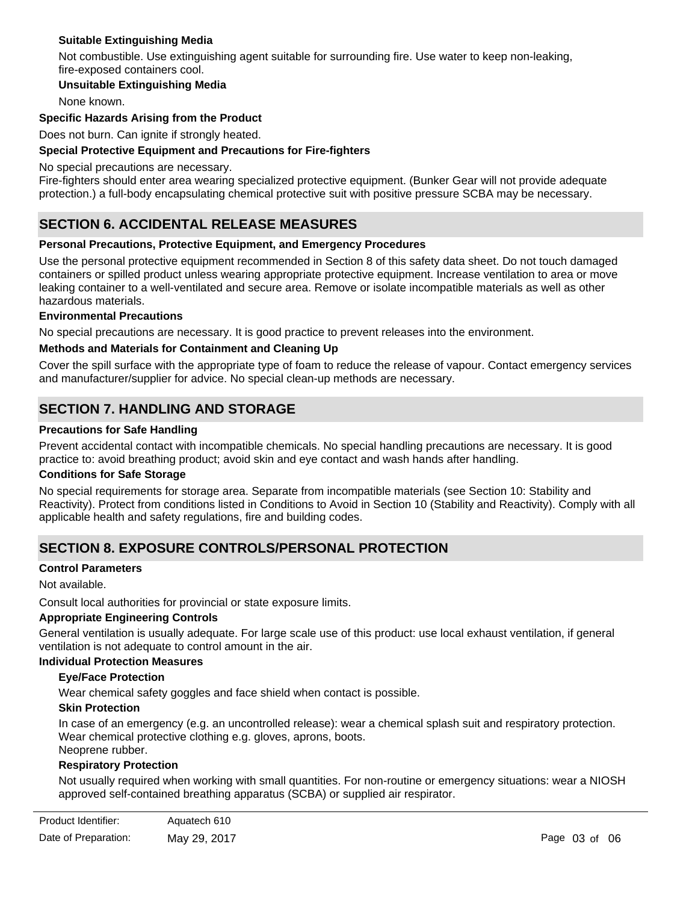#### Suitable Extinguishing Media

Not combustible. Use extinguishing agent suitable for surrounding fire. Use water to keep non-leaking, fire-exposed containers cool.

#### Unsuitable Extinguishing Media

None known.

### Specific Hazards Arising from the Product

Does not burn. Can ignite if strongly heated.

### Special Protective Equipment and Precautions for Fire-fighters

No special precautions are necessary.
Fire-fighters should enter area wearing specialized protective equipment. (Bunker Gear will not provide adequate protection.) a full-body encapsulating chemical protective suit with positive pressure SCBA may be necessary.

## SECTION 6. ACCIDENTAL RELEASE MEASURES

### Personal Precautions, Protective Equipment, and Emergency Procedures

Use the personal protective equipment recommended in Section 8 of this safety data sheet. Do not touch damaged containers or spilled product unless wearing appropriate protective equipment. Increase ventilation to area or move leaking container to a well-ventilated and secure area. Remove or isolate incompatible materials as well as other hazardous materials.

### Environmental Precautions

No special precautions are necessary. It is good practice to prevent releases into the environment.

### Methods and Materials for Containment and Cleaning Up

Cover the spill surface with the appropriate type of foam to reduce the release of vapour. Contact emergency services and manufacturer/supplier for advice. No special clean-up methods are necessary.

## SECTION 7. HANDLING AND STORAGE

### Precautions for Safe Handling

Prevent accidental contact with incompatible chemicals. No special handling precautions are necessary. It is good practice to: avoid breathing product; avoid skin and eye contact and wash hands after handling.

### Conditions for Safe Storage

No special requirements for storage area. Separate from incompatible materials (see Section 10: Stability and Reactivity). Protect from conditions listed in Conditions to Avoid in Section 10 (Stability and Reactivity). Comply with all applicable health and safety regulations, fire and building codes.

## SECTION 8. EXPOSURE CONTROLS/PERSONAL PROTECTION

### Control Parameters

Not available.

Consult local authorities for provincial or state exposure limits.

### Appropriate Engineering Controls

General ventilation is usually adequate. For large scale use of this product: use local exhaust ventilation, if general ventilation is not adequate to control amount in the air.

### Individual Protection Measures

#### Eye/Face Protection

Wear chemical safety goggles and face shield when contact is possible.

#### Skin Protection

In case of an emergency (e.g. an uncontrolled release): wear a chemical splash suit and respiratory protection.
Wear chemical protective clothing e.g. gloves, aprons, boots.
Neoprene rubber.

#### Respiratory Protection

Not usually required when working with small quantities. For non-routine or emergency situations: wear a NIOSH approved self-contained breathing apparatus (SCBA) or supplied air respirator.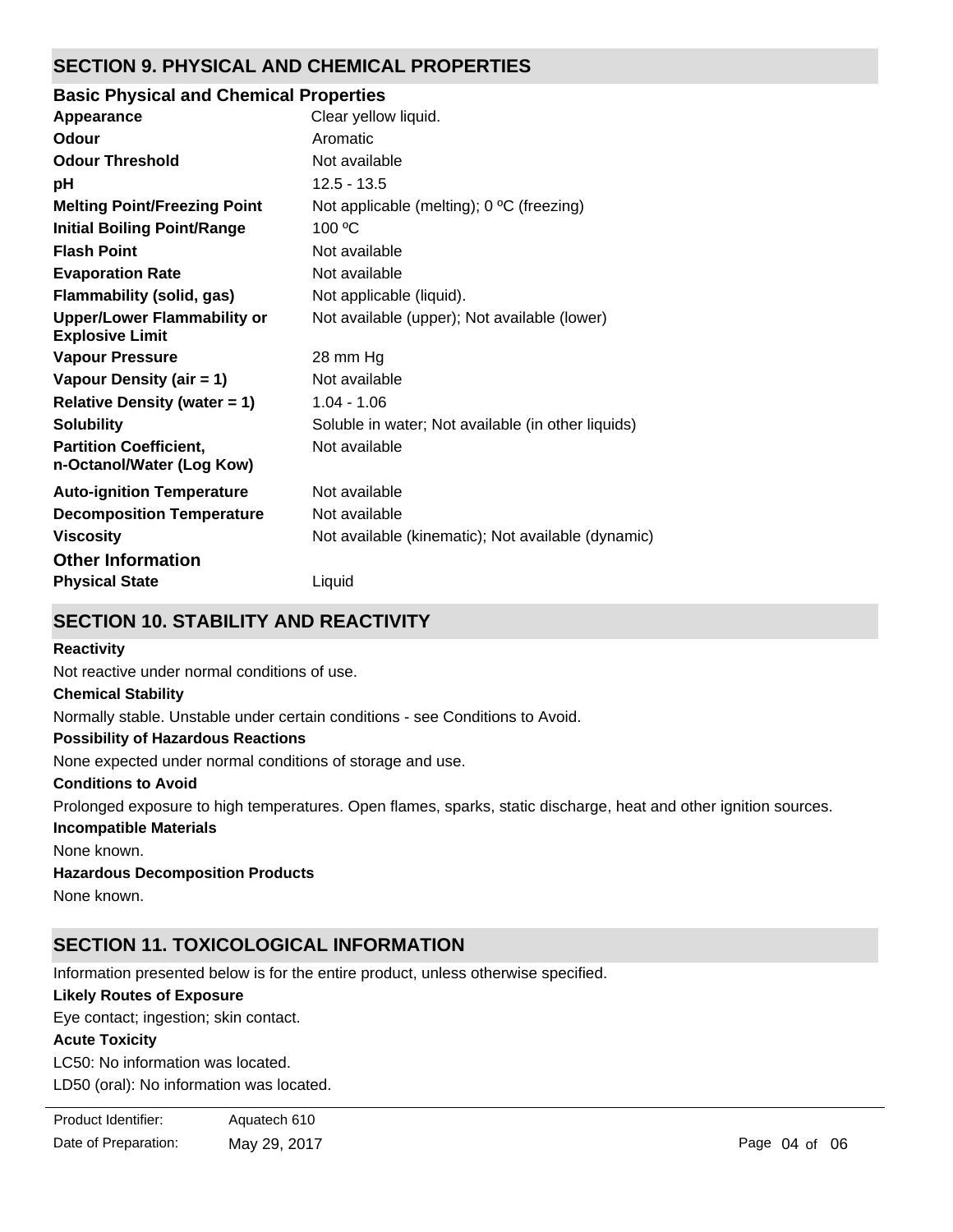## SECTION 9. PHYSICAL AND CHEMICAL PROPERTIES

### Basic Physical and Chemical Properties

| | |
|---|---|
| **Appearance** | Clear yellow liquid. |
| **Odour** | Aromatic |
| **Odour Threshold** | Not available |
| **pH** | 12.5 - 13.5 |
| **Melting Point/Freezing Point** | Not applicable (melting); 0 ºC (freezing) |
| **Initial Boiling Point/Range** | 100 ºC |
| **Flash Point** | Not available |
| **Evaporation Rate** | Not available |
| **Flammability (solid, gas)** | Not applicable (liquid). |
| **Upper/Lower Flammability or Explosive Limit** | Not available (upper); Not available (lower) |
| **Vapour Pressure** | 28 mm Hg |
| **Vapour Density (air = 1)** | Not available |
| **Relative Density (water = 1)** | 1.04 - 1.06 |
| **Solubility** | Soluble in water; Not available (in other liquids) |
| **Partition Coefficient, n-Octanol/Water (Log Kow)** | Not available |
| **Auto-ignition Temperature** | Not available |
| **Decomposition Temperature** | Not available |
| **Viscosity** | Not available (kinematic); Not available (dynamic) |

### Other Information

| | |
|---|---|
| **Physical State** | Liquid |

## SECTION 10. STABILITY AND REACTIVITY

**Reactivity**

Not reactive under normal conditions of use.

**Chemical Stability**

Normally stable. Unstable under certain conditions - see Conditions to Avoid.

**Possibility of Hazardous Reactions**

None expected under normal conditions of storage and use.

**Conditions to Avoid**

Prolonged exposure to high temperatures. Open flames, sparks, static discharge, heat and other ignition sources.

**Incompatible Materials**

None known.

**Hazardous Decomposition Products**

None known.

## SECTION 11. TOXICOLOGICAL INFORMATION

Information presented below is for the entire product, unless otherwise specified.

**Likely Routes of Exposure**

Eye contact; ingestion; skin contact.

**Acute Toxicity**

LC50: No information was located.

LD50 (oral): No information was located.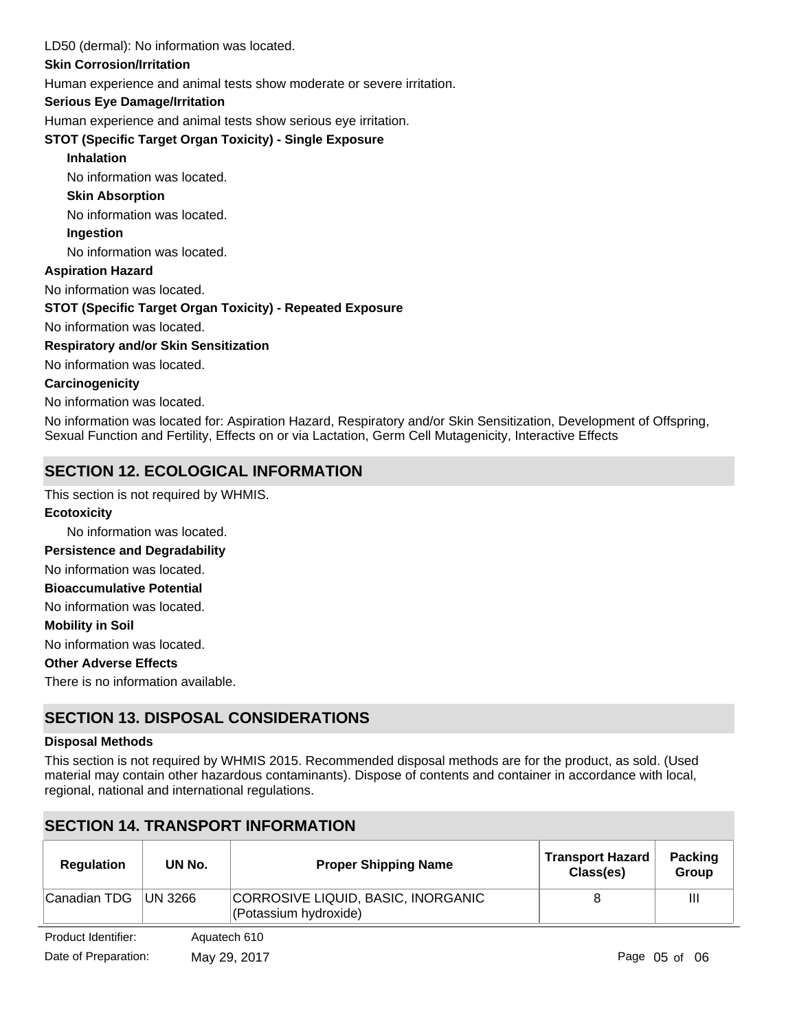LD50 (dermal): No information was located.

**Skin Corrosion/Irritation**

Human experience and animal tests show moderate or severe irritation.

**Serious Eye Damage/Irritation**

Human experience and animal tests show serious eye irritation.

**STOT (Specific Target Organ Toxicity) - Single Exposure**

**Inhalation**

No information was located.

**Skin Absorption**

No information was located.

**Ingestion**

No information was located.

**Aspiration Hazard**

No information was located.

**STOT (Specific Target Organ Toxicity) - Repeated Exposure**

No information was located.

**Respiratory and/or Skin Sensitization**

No information was located.

**Carcinogenicity**

No information was located.

No information was located for: Aspiration Hazard, Respiratory and/or Skin Sensitization, Development of Offspring, Sexual Function and Fertility, Effects on or via Lactation, Germ Cell Mutagenicity, Interactive Effects

## SECTION 12. ECOLOGICAL INFORMATION

This section is not required by WHMIS.

**Ecotoxicity**

No information was located.

**Persistence and Degradability**

No information was located.

**Bioaccumulative Potential**

No information was located.

**Mobility in Soil**

No information was located.

**Other Adverse Effects**

There is no information available.

## SECTION 13. DISPOSAL CONSIDERATIONS

**Disposal Methods**

This section is not required by WHMIS 2015. Recommended disposal methods are for the product, as sold. (Used material may contain other hazardous contaminants). Dispose of contents and container in accordance with local, regional, national and international regulations.

## SECTION 14. TRANSPORT INFORMATION

| Regulation | UN No. | Proper Shipping Name | Transport Hazard Class(es) | Packing Group |
|---|---|---|---|---|
| Canadian TDG | UN 3266 | CORROSIVE LIQUID, BASIC, INORGANIC (Potassium hydroxide) | 8 | III |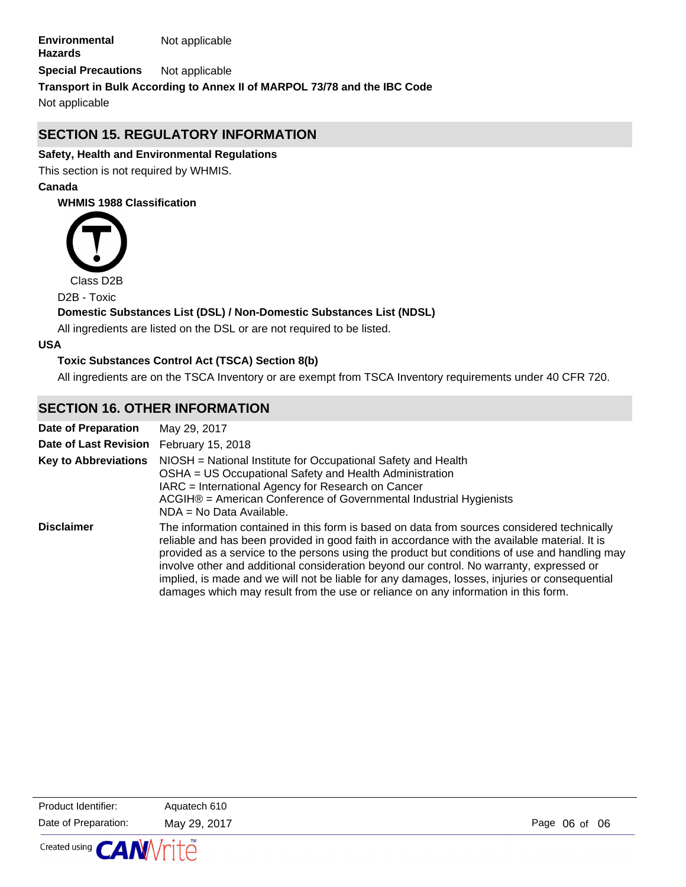**Environmental Hazards** Not applicable

**Special Precautions** Not applicable

**Transport in Bulk According to Annex II of MARPOL 73/78 and the IBC Code**

Not applicable

## SECTION 15. REGULATORY INFORMATION

**Safety, Health and Environmental Regulations**

This section is not required by WHMIS.

**Canada**

**WHMIS 1988 Classification**

Class D2B

D2B - Toxic

**Domestic Substances List (DSL) / Non-Domestic Substances List (NDSL)**

All ingredients are listed on the DSL or are not required to be listed.

**USA**

**Toxic Substances Control Act (TSCA) Section 8(b)**

All ingredients are on the TSCA Inventory or are exempt from TSCA Inventory requirements under 40 CFR 720.

## SECTION 16. OTHER INFORMATION

**Date of Preparation** May 29, 2017

**Date of Last Revision** February 15, 2018

**Key to Abbreviations**

NIOSH = National Institute for Occupational Safety and Health
OSHA = US Occupational Safety and Health Administration
IARC = International Agency for Research on Cancer
ACGIH® = American Conference of Governmental Industrial Hygienists
NDA = No Data Available.

**Disclaimer**

The information contained in this form is based on data from sources considered technically reliable and has been provided in good faith in accordance with the available material. It is provided as a service to the persons using the product but conditions of use and handling may involve other and additional consideration beyond our control. No warranty, expressed or implied, is made and we will not be liable for any damages, losses, injuries or consequential damages which may result from the use or reliance on any information in this form.